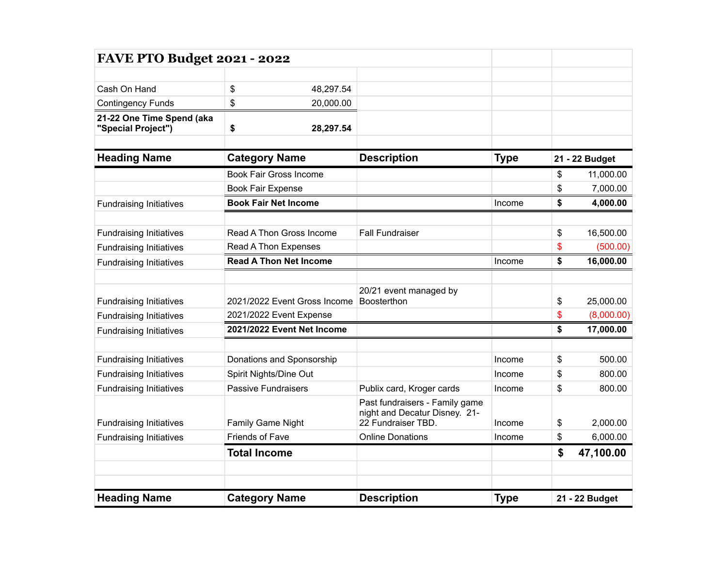# FAVE PTO Budget 2021 - 2022

| | |
|---|---|
| Cash On Hand | $ 48,297.54 |
| Contingency Funds | $ 20,000.00 |
| **21-22 One Time Spend (aka "Special Project")** | **$ 28,297.54** |

| Heading Name | Category Name | Description | Type | 21 - 22 Budget |
|---|---|---|---|---|
| | Book Fair Gross Income | | | $ 11,000.00 |
| | Book Fair Expense | | | $ 7,000.00 |
| Fundraising Initiatives | **Book Fair Net Income** | | Income | **$ 4,000.00** |
| | | | | |
| Fundraising Initiatives | Read A Thon Gross Income | Fall Fundraiser | | $ 16,500.00 |
| Fundraising Initiatives | Read A Thon Expenses | | | $ (500.00) |
| Fundraising Initiatives | **Read A Thon Net Income** | | Income | **$ 16,000.00** |
| | | | | |
| Fundraising Initiatives | 2021/2022 Event Gross Income | 20/21 event managed by Boosterthon | | $ 25,000.00 |
| Fundraising Initiatives | 2021/2022 Event Expense | | | $ (8,000.00) |
| Fundraising Initiatives | **2021/2022 Event Net Income** | | | **$ 17,000.00** |
| | | | | |
| Fundraising Initiatives | Donations and Sponsorship | | Income | $ 500.00 |
| Fundraising Initiatives | Spirit Nights/Dine Out | | Income | $ 800.00 |
| Fundraising Initiatives | Passive Fundraisers | Publix card, Kroger cards | Income | $ 800.00 |
| Fundraising Initiatives | Family Game Night | Past fundraisers - Family game night and Decatur Disney. 21-22 Fundraiser TBD. | Income | $ 2,000.00 |
| Fundraising Initiatives | Friends of Fave | Online Donations | Income | $ 6,000.00 |
| | **Total Income** | | | **$ 47,100.00** |

| Heading Name | Category Name | Description | Type | 21 - 22 Budget |
|---|---|---|---|---|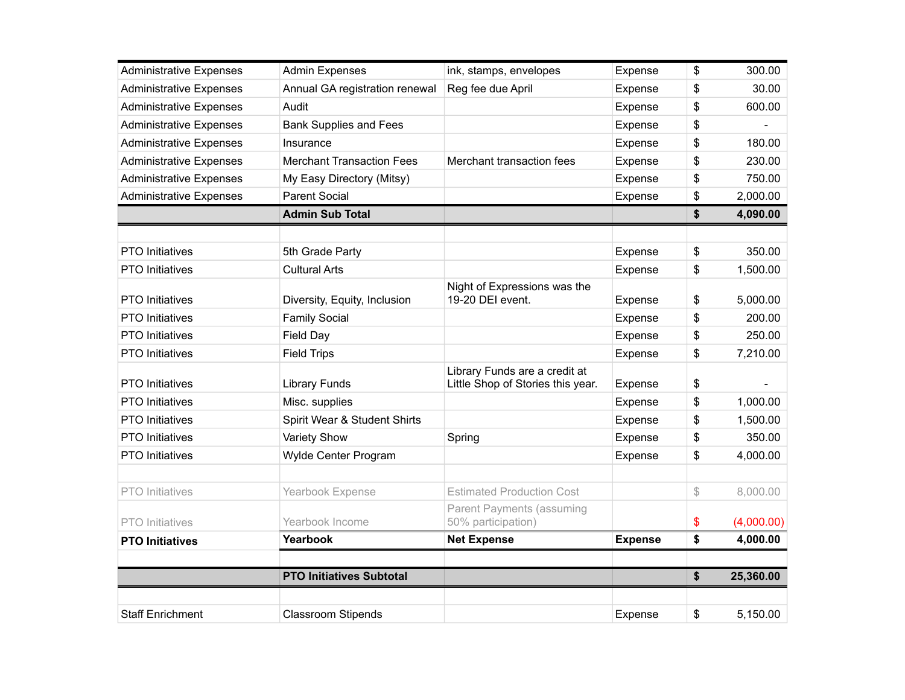| | | | | | |
|---|---|---|---|---|---|
| Administrative Expenses | Admin Expenses | ink, stamps, envelopes | Expense | $ | 300.00 |
| Administrative Expenses | Annual GA registration renewal | Reg fee due April | Expense | $ | 30.00 |
| Administrative Expenses | Audit | | Expense | $ | 600.00 |
| Administrative Expenses | Bank Supplies and Fees | | Expense | $ | - |
| Administrative Expenses | Insurance | | Expense | $ | 180.00 |
| Administrative Expenses | Merchant Transaction Fees | Merchant transaction fees | Expense | $ | 230.00 |
| Administrative Expenses | My Easy Directory (Mitsy) | | Expense | $ | 750.00 |
| Administrative Expenses | Parent Social | | Expense | $ | 2,000.00 |
| | **Admin Sub Total** | | | **$** | **4,090.00** |
| | | | | | |
| PTO Initiatives | 5th Grade Party | | Expense | $ | 350.00 |
| PTO Initiatives | Cultural Arts | | Expense | $ | 1,500.00 |
| PTO Initiatives | Diversity, Equity, Inclusion | Night of Expressions was the 19-20 DEI event. | Expense | $ | 5,000.00 |
| PTO Initiatives | Family Social | | Expense | $ | 200.00 |
| PTO Initiatives | Field Day | | Expense | $ | 250.00 |
| PTO Initiatives | Field Trips | | Expense | $ | 7,210.00 |
| PTO Initiatives | Library Funds | Library Funds are a credit at Little Shop of Stories this year. | Expense | $ | - |
| PTO Initiatives | Misc. supplies | | Expense | $ | 1,000.00 |
| PTO Initiatives | Spirit Wear & Student Shirts | | Expense | $ | 1,500.00 |
| PTO Initiatives | Variety Show | Spring | Expense | $ | 350.00 |
| PTO Initiatives | Wylde Center Program | | Expense | $ | 4,000.00 |
| | | | | | |
| PTO Initiatives | Yearbook Expense | Estimated Production Cost | | $ | 8,000.00 |
| PTO Initiatives | Yearbook Income | Parent Payments (assuming 50% participation) | | $ | (4,000.00) |
| **PTO Initiatives** | **Yearbook** | **Net Expense** | **Expense** | **$** | **4,000.00** |
| | | | | | |
| | **PTO Initiatives Subtotal** | | | **$** | **25,360.00** |
| | | | | | |
| Staff Enrichment | Classroom Stipends | | Expense | $ | 5,150.00 |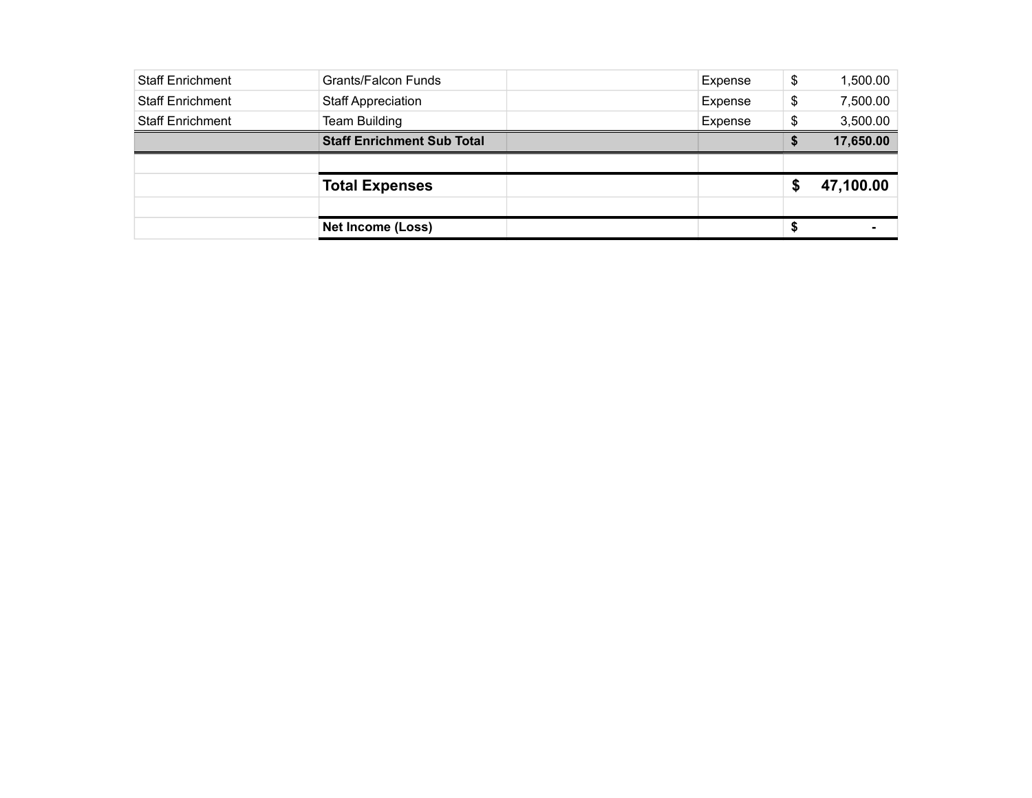| | | | | |
|---|---|---|---|---|
| Staff Enrichment | Grants/Falcon Funds | | Expense | $ 1,500.00 |
| Staff Enrichment | Staff Appreciation | | Expense | $ 7,500.00 |
| Staff Enrichment | Team Building | | Expense | $ 3,500.00 |
| | **Staff Enrichment Sub Total** | | | **$ 17,650.00** |
| | | | | |
| | **Total Expenses** | | | **$ 47,100.00** |
| | | | | |
| | **Net Income (Loss)** | | | **$ -** |